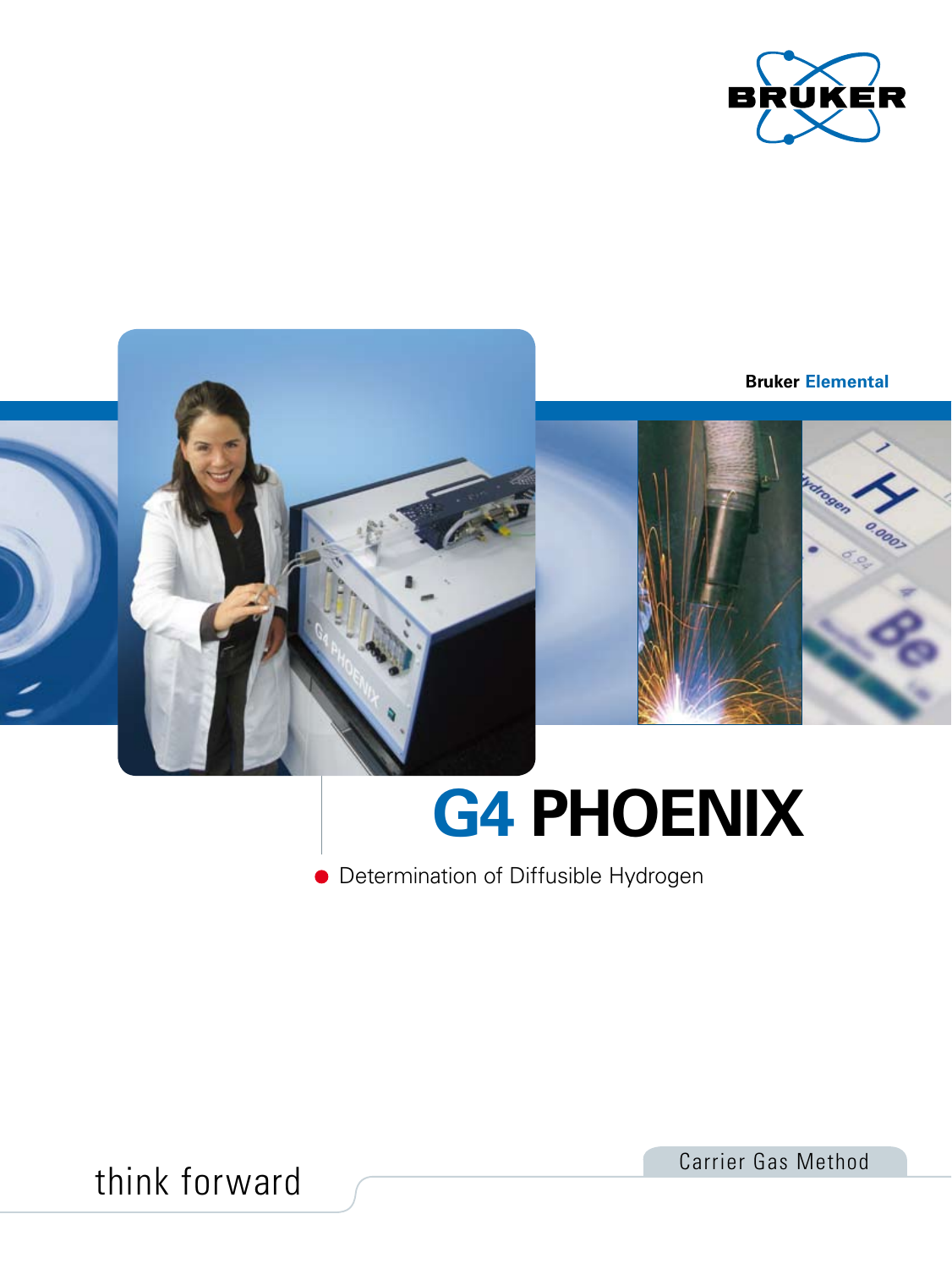Bruker Elemental

# G4 PHOENIX

- Determination of Diffusible Hydrogen

Carrier Gas Method

think forward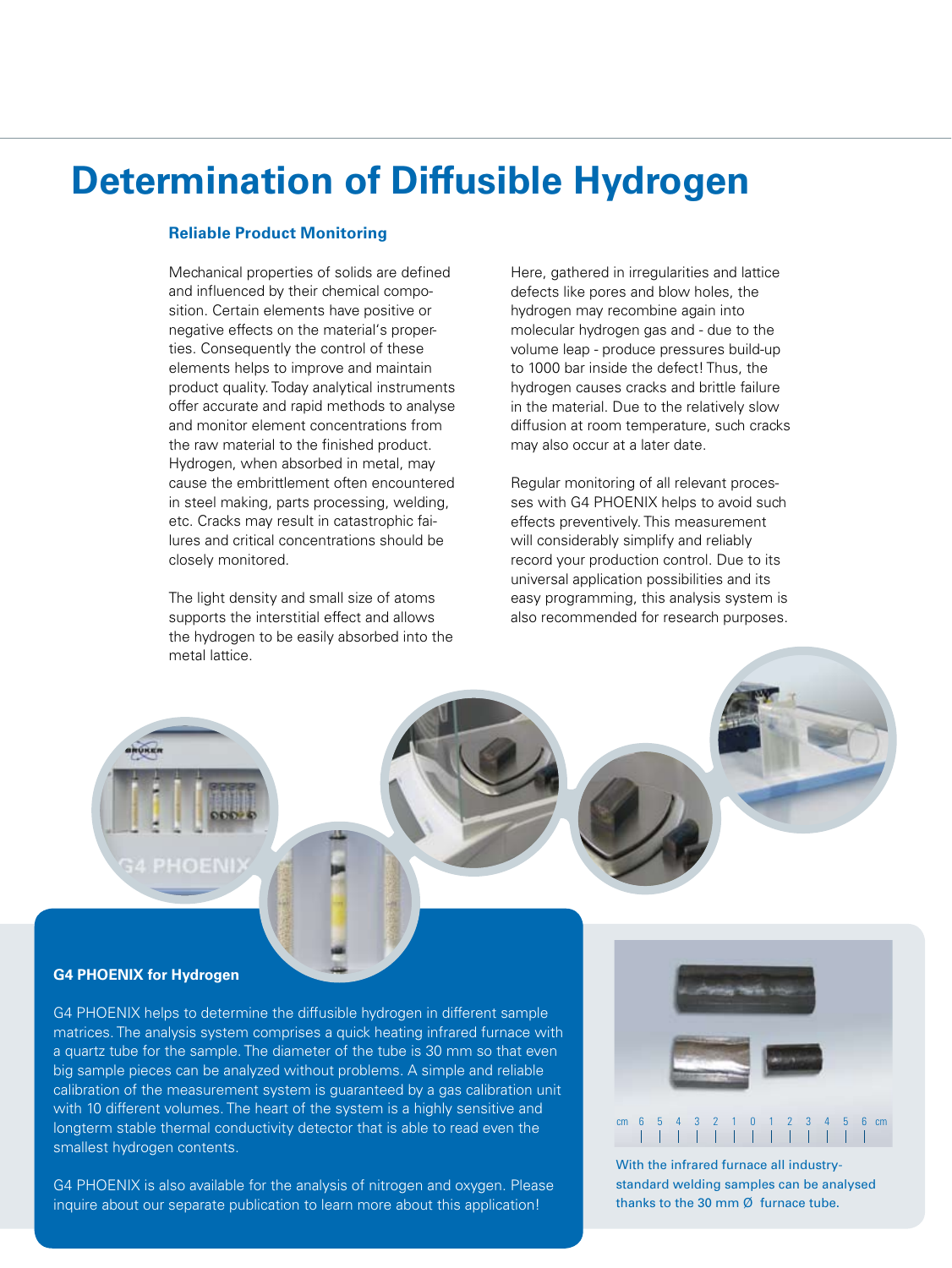# Determination of Diffusible Hydrogen

### Reliable Product Monitoring

Mechanical properties of solids are defined and influenced by their chemical composition. Certain elements have positive or negative effects on the material's properties. Consequently the control of these elements helps to improve and maintain product quality. Today analytical instruments offer accurate and rapid methods to analyse and monitor element concentrations from the raw material to the finished product. Hydrogen, when absorbed in metal, may cause the embrittlement often encountered in steel making, parts processing, welding, etc. Cracks may result in catastrophic failures and critical concentrations should be closely monitored.

The light density and small size of atoms supports the interstitial effect and allows the hydrogen to be easily absorbed into the metal lattice.

Here, gathered in irregularities and lattice defects like pores and blow holes, the hydrogen may recombine again into molecular hydrogen gas and - due to the volume leap - produce pressures build-up to 1000 bar inside the defect! Thus, the hydrogen causes cracks and brittle failure in the material. Due to the relatively slow diffusion at room temperature, such cracks may also occur at a later date.

Regular monitoring of all relevant processes with G4 PHOENIX helps to avoid such effects preventively. This measurement will considerably simplify and reliably record your production control. Due to its universal application possibilities and its easy programming, this analysis system is also recommended for research purposes.

### G4 PHOENIX for Hydrogen

G4 PHOENIX helps to determine the diffusible hydrogen in different sample matrices. The analysis system comprises a quick heating infrared furnace with a quartz tube for the sample. The diameter of the tube is 30 mm so that even big sample pieces can be analyzed without problems. A simple and reliable calibration of the measurement system is guaranteed by a gas calibration unit with 10 different volumes. The heart of the system is a highly sensitive and longterm stable thermal conductivity detector that is able to read even the smallest hydrogen contents.

G4 PHOENIX is also available for the analysis of nitrogen and oxygen. Please inquire about our separate publication to learn more about this application!

With the infrared furnace all industry-standard welding samples can be analysed thanks to the 30 mm Ø furnace tube.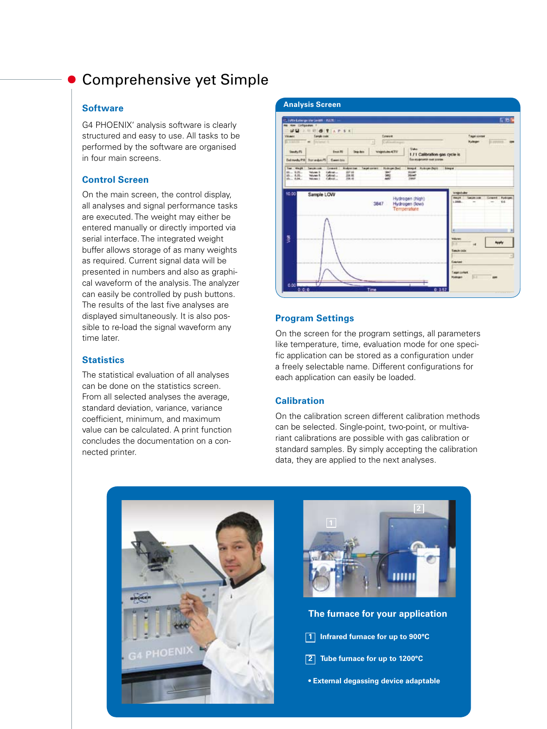# Comprehensive yet Simple

## Software

G4 PHOENIX' analysis software is clearly structured and easy to use. All tasks to be performed by the software are organised in four main screens.

## Control Screen

On the main screen, the control display, all analyses and signal performance tasks are executed. The weight may either be entered manually or directly imported via serial interface. The integrated weight buffer allows storage of as many weights as required. Current signal data will be presented in numbers and also as graphical waveform of the analysis. The analyzer can easily be controlled by push buttons. The results of the last five analyses are displayed simultaneously. It is also possible to re-load the signal waveform any time later.

## Statistics

The statistical evaluation of all analyses can be done on the statistics screen. From all selected analyses the average, standard deviation, variance, variance coefficient, minimum, and maximum value can be calculated. A print function concludes the documentation on a connected printer.

**Analysis Screen**

## Program Settings

On the screen for the program settings, all parameters like temperature, time, evaluation mode for one specific application can be stored as a configuration under a freely selectable name. Different configurations for each application can easily be loaded.

## Calibration

On the calibration screen different calibration methods can be selected. Single-point, two-point, or multivariant calibrations are possible with gas calibration or standard samples. By simply accepting the calibration data, they are applied to the next analyses.

**The furnace for your application**

1. **Infrared furnace for up to 900°C**
2. **Tube furnace for up to 1200°C**

- **External degassing device adaptable**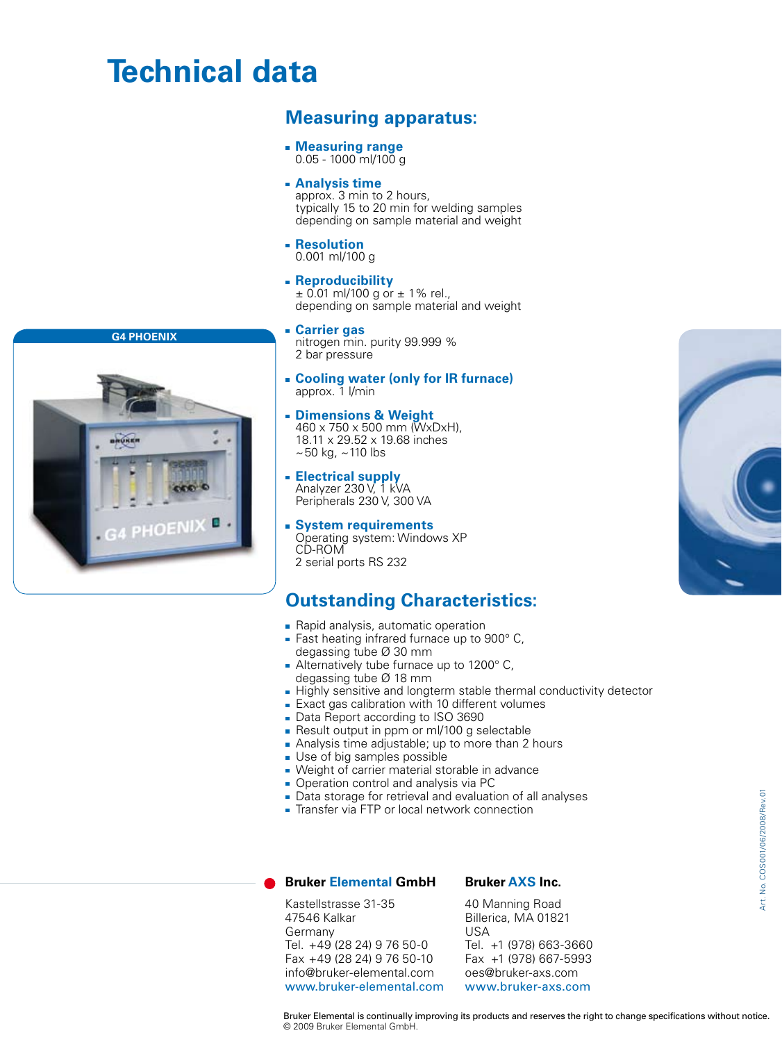# Technical data

## Measuring apparatus:

- **Measuring range**
  0.05 - 1000 ml/100 g
- **Analysis time**
  approx. 3 min to 2 hours,
  typically 15 to 20 min for welding samples
  depending on sample material and weight
- **Resolution**
  0.001 ml/100 g
- **Reproducibility**
  ± 0.01 ml/100 g or ± 1% rel.,
  depending on sample material and weight
- **Carrier gas**
  nitrogen min. purity 99.999 %
  2 bar pressure
- **Cooling water (only for IR furnace)**
  approx. 1 l/min
- **Dimensions & Weight**
  460 x 750 x 500 mm (WxDxH),
  18.11 x 29.52 x 19.68 inches
  ~50 kg, ~110 lbs
- **Electrical supply**
  Analyzer 230 V, 1 kVA
  Peripherals 230 V, 300 VA
- **System requirements**
  Operating system: Windows XP
  CD-ROM
  2 serial ports RS 232

G4 PHOENIX

## Outstanding Characteristics:

- Rapid analysis, automatic operation
- Fast heating infrared furnace up to 900° C, degassing tube Ø 30 mm
- Alternatively tube furnace up to 1200° C, degassing tube Ø 18 mm
- Highly sensitive and longterm stable thermal conductivity detector
- Exact gas calibration with 10 different volumes
- Data Report according to ISO 3690
- Result output in ppm or ml/100 g selectable
- Analysis time adjustable; up to more than 2 hours
- Use of big samples possible
- Weight of carrier material storable in advance
- Operation control and analysis via PC
- Data storage for retrieval and evaluation of all analyses
- Transfer via FTP or local network connection

**Bruker Elemental GmbH**

Kastellstrasse 31-35
47546 Kalkar
Germany
Tel. +49 (28 24) 9 76 50-0
Fax +49 (28 24) 9 76 50-10
info@bruker-elemental.com
www.bruker-elemental.com

**Bruker AXS Inc.**

40 Manning Road
Billerica, MA 01821
USA
Tel. +1 (978) 663-3660
Fax +1 (978) 667-5993
oes@bruker-axs.com
www.bruker-axs.com

Art. No. COS001/06/2008/Rev.01

Bruker Elemental is continually improving its products and reserves the right to change specifications without notice.
© 2009 Bruker Elemental GmbH.